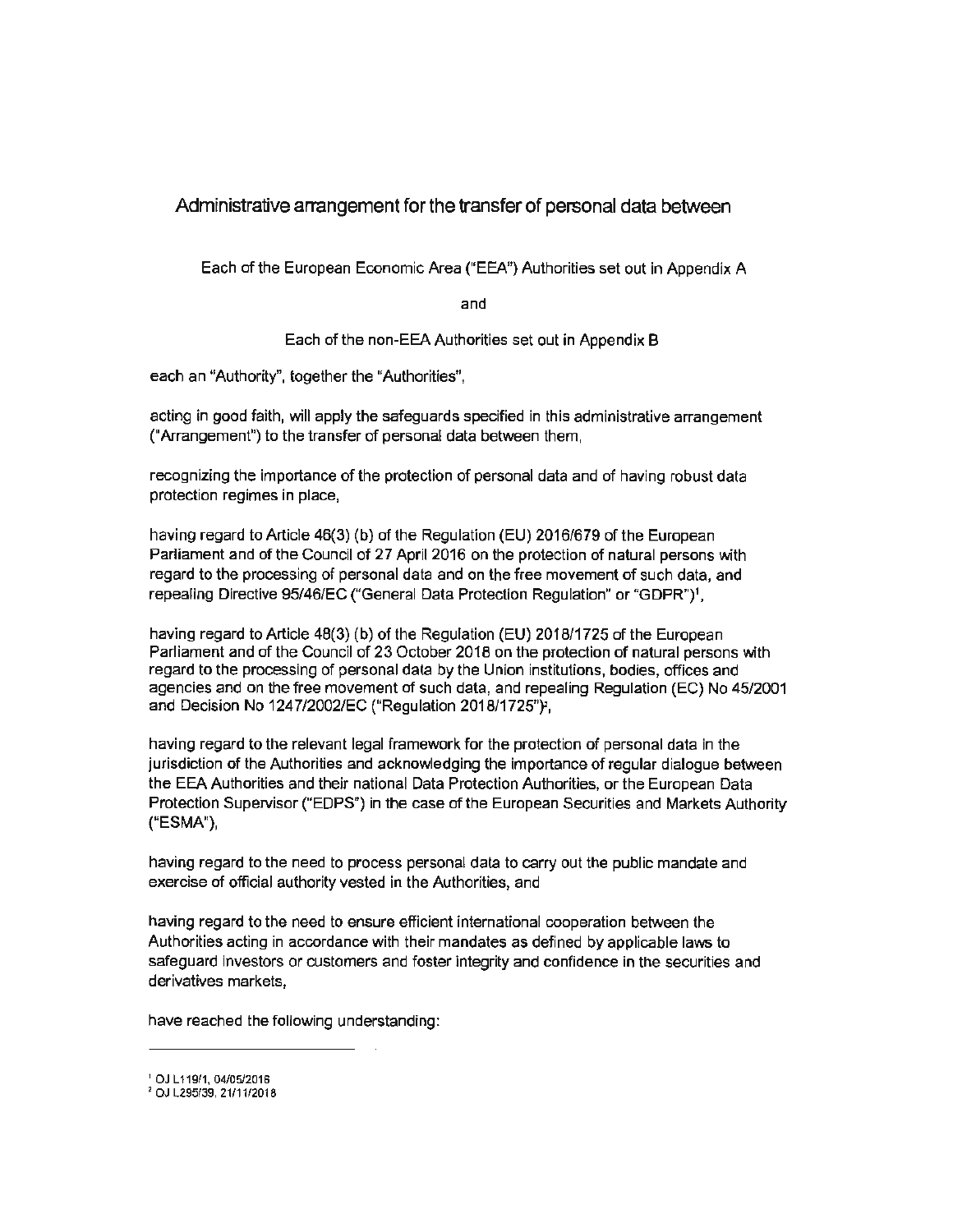# Administrative arrangement for the transfer of personal data between

Each of the European Economic Area ("EEA") Authorities set out in Appendix A

and

Each of the non-EEA Authorities set out in Appendix B

each an "Authority", together the "Authorities",

acting in good faith, will apply the safeguards specified in this administrative arrangement ("Arrangement") to the transfer of personal data between them,

recognizing the importance of the protection of personal data and of having robust data protection regimes in place,

having regard to Article 46(3) (b) of the Regulation (EU) 2016/679 of the European Parliament and of the Council of 27 April 2016 on the protection of natural persons with regard to the processing of personal data and on the free movement of such data, and repealing Directive 95/46/EC ("General Data Protection Regulation" or "GDPR")[1],

having regard to Article 48(3) (b) of the Regulation (EU) 2018/1725 of the European Parliament and of the Council of 23 October 2018 on the protection of natural persons with regard to the processing of personal data by the Union institutions, bodies, offices and agencies and on the free movement of such data, and repealing Regulation (EC) No 45/2001 and Decision No 1247/2002/EC ("Regulation 2018/1725")[2],

having regard to the relevant legal framework for the protection of personal data in the jurisdiction of the Authorities and acknowledging the importance of regular dialogue between the EEA Authorities and their national Data Protection Authorities, or the European Data Protection Supervisor ("EDPS") in the case of the European Securities and Markets Authority ("ESMA"),

having regard to the need to process personal data to carry out the public mandate and exercise of official authority vested in the Authorities, and

having regard to the need to ensure efficient international cooperation between the Authorities acting in accordance with their mandates as defined by applicable laws to safeguard investors or customers and foster integrity and confidence in the securities and derivatives markets,

have reached the following understanding:

---

[1] OJ L119/1, 04/05/2016

[2] OJ L295/39, 21/11/2018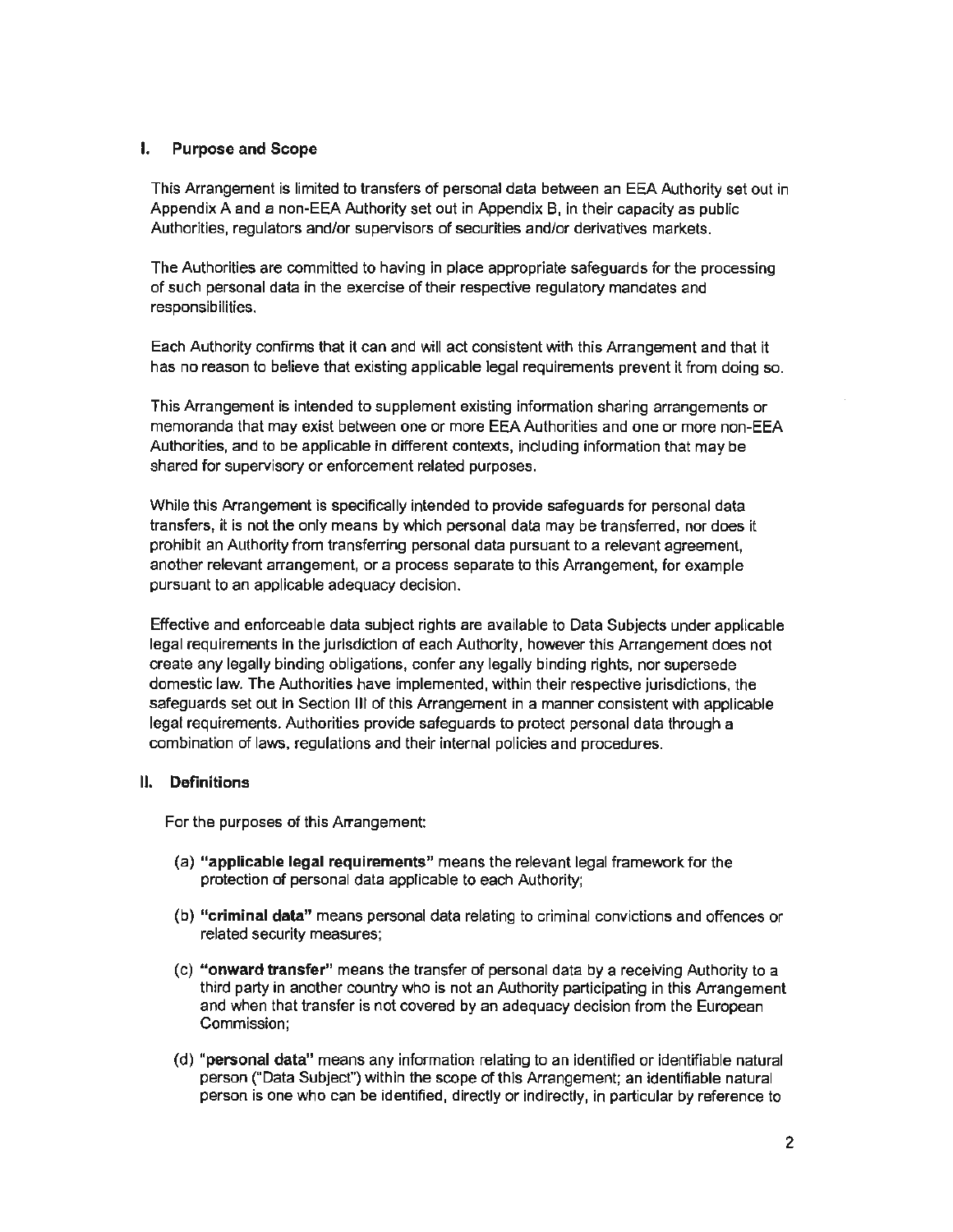## I. Purpose and Scope

This Arrangement is limited to transfers of personal data between an EEA Authority set out in Appendix A and a non-EEA Authority set out in Appendix B, in their capacity as public Authorities, regulators and/or supervisors of securities and/or derivatives markets.

The Authorities are committed to having in place appropriate safeguards for the processing of such personal data in the exercise of their respective regulatory mandates and responsibilities.

Each Authority confirms that it can and will act consistent with this Arrangement and that it has no reason to believe that existing applicable legal requirements prevent it from doing so.

This Arrangement is intended to supplement existing information sharing arrangements or memoranda that may exist between one or more EEA Authorities and one or more non-EEA Authorities, and to be applicable in different contexts, including information that may be shared for supervisory or enforcement related purposes.

While this Arrangement is specifically intended to provide safeguards for personal data transfers, it is not the only means by which personal data may be transferred, nor does it prohibit an Authority from transferring personal data pursuant to a relevant agreement, another relevant arrangement, or a process separate to this Arrangement, for example pursuant to an applicable adequacy decision.

Effective and enforceable data subject rights are available to Data Subjects under applicable legal requirements in the jurisdiction of each Authority, however this Arrangement does not create any legally binding obligations, confer any legally binding rights, nor supersede domestic law. The Authorities have implemented, within their respective jurisdictions, the safeguards set out in Section III of this Arrangement in a manner consistent with applicable legal requirements. Authorities provide safeguards to protect personal data through a combination of laws, regulations and their internal policies and procedures.

## II. Definitions

For the purposes of this Arrangement:

(a) **"applicable legal requirements"** means the relevant legal framework for the protection of personal data applicable to each Authority;

(b) **"criminal data"** means personal data relating to criminal convictions and offences or related security measures;

(c) **"onward transfer"** means the transfer of personal data by a receiving Authority to a third party in another country who is not an Authority participating in this Arrangement and when that transfer is not covered by an adequacy decision from the European Commission;

(d) **"personal data"** means any information relating to an identified or identifiable natural person ("Data Subject") within the scope of this Arrangement; an identifiable natural person is one who can be identified, directly or indirectly, in particular by reference to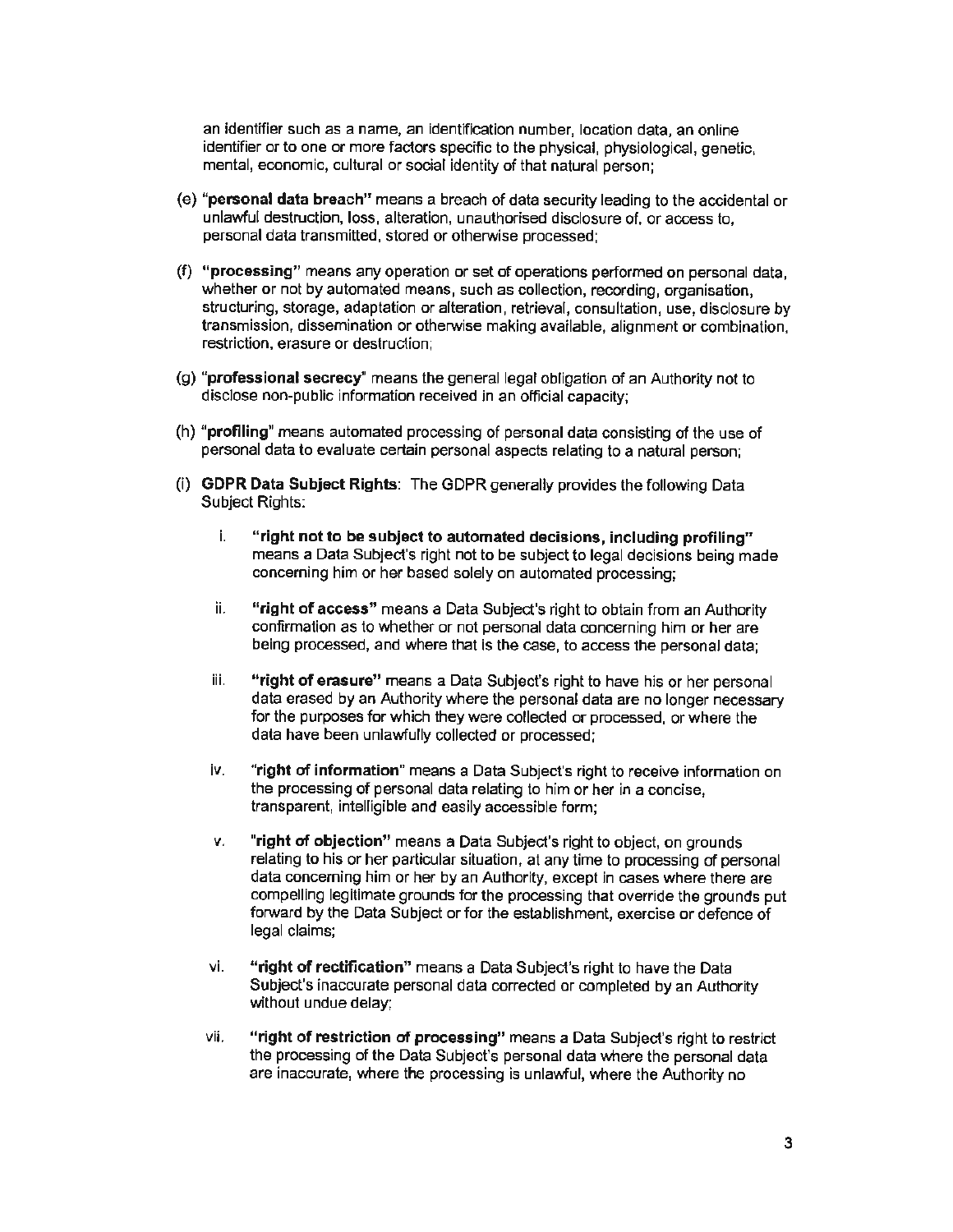an identifier such as a name, an identification number, location data, an online identifier or to one or more factors specific to the physical, physiological, genetic, mental, economic, cultural or social identity of that natural person;

(e) "**personal data breach**" means a breach of data security leading to the accidental or unlawful destruction, loss, alteration, unauthorised disclosure of, or access to, personal data transmitted, stored or otherwise processed;

(f) "**processing**" means any operation or set of operations performed on personal data, whether or not by automated means, such as collection, recording, organisation, structuring, storage, adaptation or alteration, retrieval, consultation, use, disclosure by transmission, dissemination or otherwise making available, alignment or combination, restriction, erasure or destruction;

(g) "**professional secrecy**" means the general legal obligation of an Authority not to disclose non-public information received in an official capacity;

(h) "**profiling**" means automated processing of personal data consisting of the use of personal data to evaluate certain personal aspects relating to a natural person;

(i) **GDPR Data Subject Rights**: The GDPR generally provides the following Data Subject Rights:

  i. **"right not to be subject to automated decisions, including profiling"** means a Data Subject's right not to be subject to legal decisions being made concerning him or her based solely on automated processing;

  ii. **"right of access"** means a Data Subject's right to obtain from an Authority confirmation as to whether or not personal data concerning him or her are being processed, and where that is the case, to access the personal data;

  iii. **"right of erasure"** means a Data Subject's right to have his or her personal data erased by an Authority where the personal data are no longer necessary for the purposes for which they were collected or processed, or where the data have been unlawfully collected or processed;

  iv. "**right of information**" means a Data Subject's right to receive information on the processing of personal data relating to him or her in a concise, transparent, intelligible and easily accessible form;

  v. "**right of objection**" means a Data Subject's right to object, on grounds relating to his or her particular situation, at any time to processing of personal data concerning him or her by an Authority, except in cases where there are compelling legitimate grounds for the processing that override the grounds put forward by the Data Subject or for the establishment, exercise or defence of legal claims;

  vi. **"right of rectification"** means a Data Subject's right to have the Data Subject's inaccurate personal data corrected or completed by an Authority without undue delay;

  vii. **"right of restriction of processing"** means a Data Subject's right to restrict the processing of the Data Subject's personal data where the personal data are inaccurate, where the processing is unlawful, where the Authority no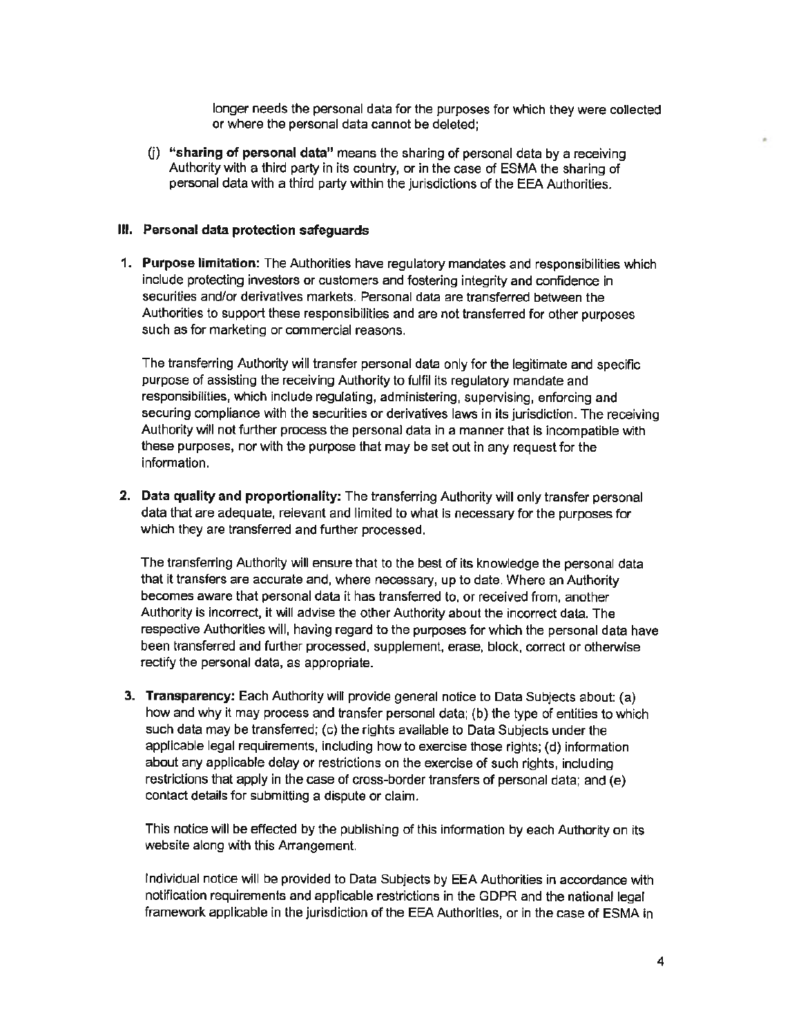longer needs the personal data for the purposes for which they were collected or where the personal data cannot be deleted;

(j) **"sharing of personal data"** means the sharing of personal data by a receiving Authority with a third party in its country, or in the case of ESMA the sharing of personal data with a third party within the jurisdictions of the EEA Authorities.

## III. Personal data protection safeguards

1. **Purpose limitation:** The Authorities have regulatory mandates and responsibilities which include protecting investors or customers and fostering integrity and confidence in securities and/or derivatives markets. Personal data are transferred between the Authorities to support these responsibilities and are not transferred for other purposes such as for marketing or commercial reasons.

   The transferring Authority will transfer personal data only for the legitimate and specific purpose of assisting the receiving Authority to fulfil its regulatory mandate and responsibilities, which include regulating, administering, supervising, enforcing and securing compliance with the securities or derivatives laws in its jurisdiction. The receiving Authority will not further process the personal data in a manner that is incompatible with these purposes, nor with the purpose that may be set out in any request for the information.

2. **Data quality and proportionality:** The transferring Authority will only transfer personal data that are adequate, relevant and limited to what is necessary for the purposes for which they are transferred and further processed.

   The transferring Authority will ensure that to the best of its knowledge the personal data that it transfers are accurate and, where necessary, up to date. Where an Authority becomes aware that personal data it has transferred to, or received from, another Authority is incorrect, it will advise the other Authority about the incorrect data. The respective Authorities will, having regard to the purposes for which the personal data have been transferred and further processed, supplement, erase, block, correct or otherwise rectify the personal data, as appropriate.

3. **Transparency:** Each Authority will provide general notice to Data Subjects about: (a) how and why it may process and transfer personal data; (b) the type of entities to which such data may be transferred; (c) the rights available to Data Subjects under the applicable legal requirements, including how to exercise those rights; (d) information about any applicable delay or restrictions on the exercise of such rights, including restrictions that apply in the case of cross-border transfers of personal data; and (e) contact details for submitting a dispute or claim.

   This notice will be effected by the publishing of this information by each Authority on its website along with this Arrangement.

   Individual notice will be provided to Data Subjects by EEA Authorities in accordance with notification requirements and applicable restrictions in the GDPR and the national legal framework applicable in the jurisdiction of the EEA Authorities, or in the case of ESMA in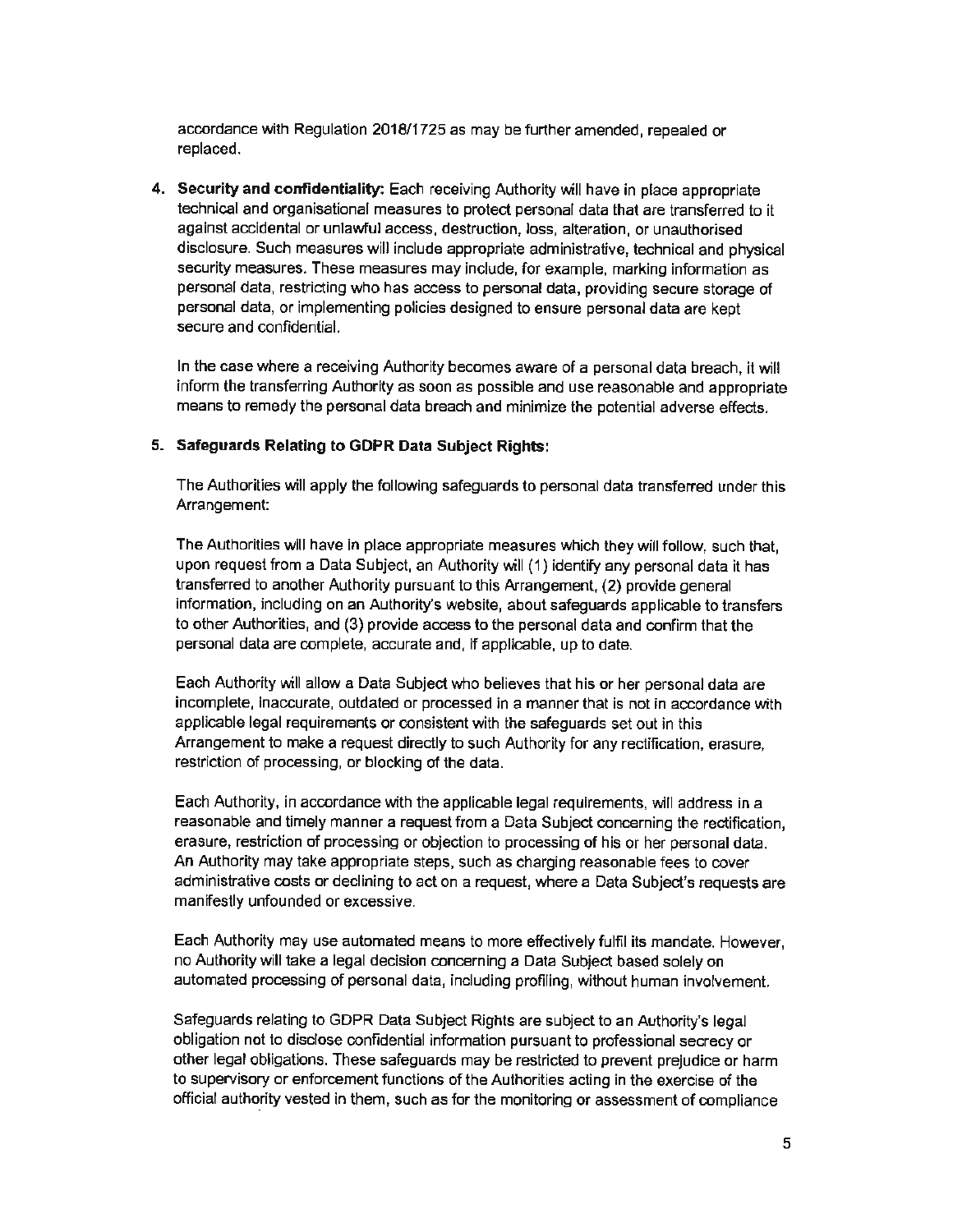accordance with Regulation 2018/1725 as may be further amended, repealed or replaced.

4. **Security and confidentiality:** Each receiving Authority will have in place appropriate technical and organisational measures to protect personal data that are transferred to it against accidental or unlawful access, destruction, loss, alteration, or unauthorised disclosure. Such measures will include appropriate administrative, technical and physical security measures. These measures may include, for example, marking information as personal data, restricting who has access to personal data, providing secure storage of personal data, or implementing policies designed to ensure personal data are kept secure and confidential.

   In the case where a receiving Authority becomes aware of a personal data breach, it will inform the transferring Authority as soon as possible and use reasonable and appropriate means to remedy the personal data breach and minimize the potential adverse effects.

5. **Safeguards Relating to GDPR Data Subject Rights:**

   The Authorities will apply the following safeguards to personal data transferred under this Arrangement:

   The Authorities will have in place appropriate measures which they will follow, such that, upon request from a Data Subject, an Authority will (1) identify any personal data it has transferred to another Authority pursuant to this Arrangement, (2) provide general information, including on an Authority's website, about safeguards applicable to transfers to other Authorities, and (3) provide access to the personal data and confirm that the personal data are complete, accurate and, if applicable, up to date.

   Each Authority will allow a Data Subject who believes that his or her personal data are incomplete, inaccurate, outdated or processed in a manner that is not in accordance with applicable legal requirements or consistent with the safeguards set out in this Arrangement to make a request directly to such Authority for any rectification, erasure, restriction of processing, or blocking of the data.

   Each Authority, in accordance with the applicable legal requirements, will address in a reasonable and timely manner a request from a Data Subject concerning the rectification, erasure, restriction of processing or objection to processing of his or her personal data. An Authority may take appropriate steps, such as charging reasonable fees to cover administrative costs or declining to act on a request, where a Data Subject's requests are manifestly unfounded or excessive.

   Each Authority may use automated means to more effectively fulfil its mandate. However, no Authority will take a legal decision concerning a Data Subject based solely on automated processing of personal data, including profiling, without human involvement.

   Safeguards relating to GDPR Data Subject Rights are subject to an Authority's legal obligation not to disclose confidential information pursuant to professional secrecy or other legal obligations. These safeguards may be restricted to prevent prejudice or harm to supervisory or enforcement functions of the Authorities acting in the exercise of the official authority vested in them, such as for the monitoring or assessment of compliance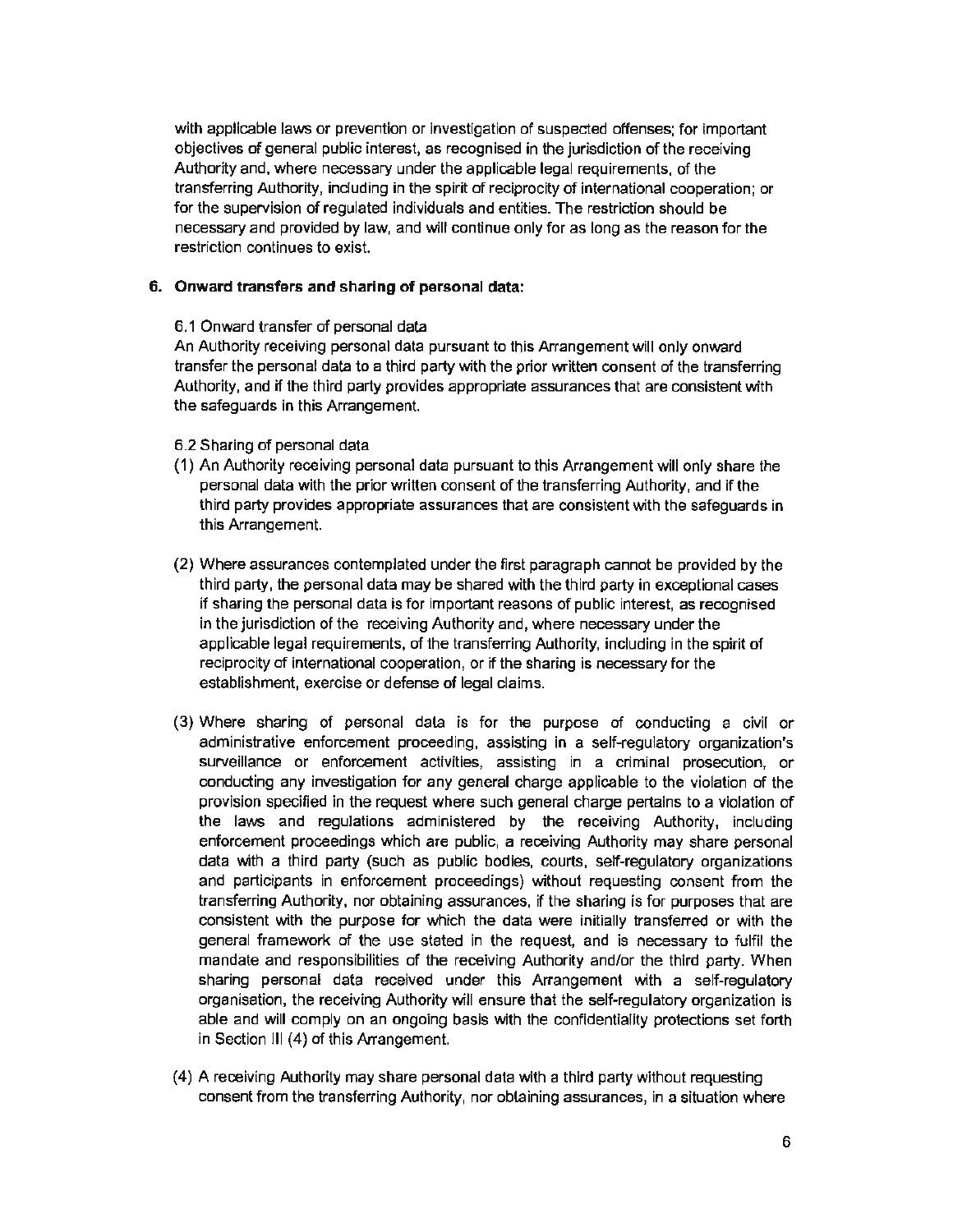with applicable laws or prevention or investigation of suspected offenses; for important objectives of general public interest, as recognised in the jurisdiction of the receiving Authority and, where necessary under the applicable legal requirements, of the transferring Authority, including in the spirit of reciprocity of international cooperation; or for the supervision of regulated individuals and entities. The restriction should be necessary and provided by law, and will continue only for as long as the reason for the restriction continues to exist.

**6. Onward transfers and sharing of personal data:**

6.1 Onward transfer of personal data

An Authority receiving personal data pursuant to this Arrangement will only onward transfer the personal data to a third party with the prior written consent of the transferring Authority, and if the third party provides appropriate assurances that are consistent with the safeguards in this Arrangement.

6.2 Sharing of personal data

(1) An Authority receiving personal data pursuant to this Arrangement will only share the personal data with the prior written consent of the transferring Authority, and if the third party provides appropriate assurances that are consistent with the safeguards in this Arrangement.

(2) Where assurances contemplated under the first paragraph cannot be provided by the third party, the personal data may be shared with the third party in exceptional cases if sharing the personal data is for important reasons of public interest, as recognised in the jurisdiction of the receiving Authority and, where necessary under the applicable legal requirements, of the transferring Authority, including in the spirit of reciprocity of international cooperation, or if the sharing is necessary for the establishment, exercise or defense of legal claims.

(3) Where sharing of personal data is for the purpose of conducting a civil or administrative enforcement proceeding, assisting in a self-regulatory organization's surveillance or enforcement activities, assisting in a criminal prosecution, or conducting any investigation for any general charge applicable to the violation of the provision specified in the request where such general charge pertains to a violation of the laws and regulations administered by the receiving Authority, including enforcement proceedings which are public, a receiving Authority may share personal data with a third party (such as public bodies, courts, self-regulatory organizations and participants in enforcement proceedings) without requesting consent from the transferring Authority, nor obtaining assurances, if the sharing is for purposes that are consistent with the purpose for which the data were initially transferred or with the general framework of the use stated in the request, and is necessary to fulfil the mandate and responsibilities of the receiving Authority and/or the third party. When sharing personal data received under this Arrangement with a self-regulatory organisation, the receiving Authority will ensure that the self-regulatory organization is able and will comply on an ongoing basis with the confidentiality protections set forth in Section III (4) of this Arrangement.

(4) A receiving Authority may share personal data with a third party without requesting consent from the transferring Authority, nor obtaining assurances, in a situation where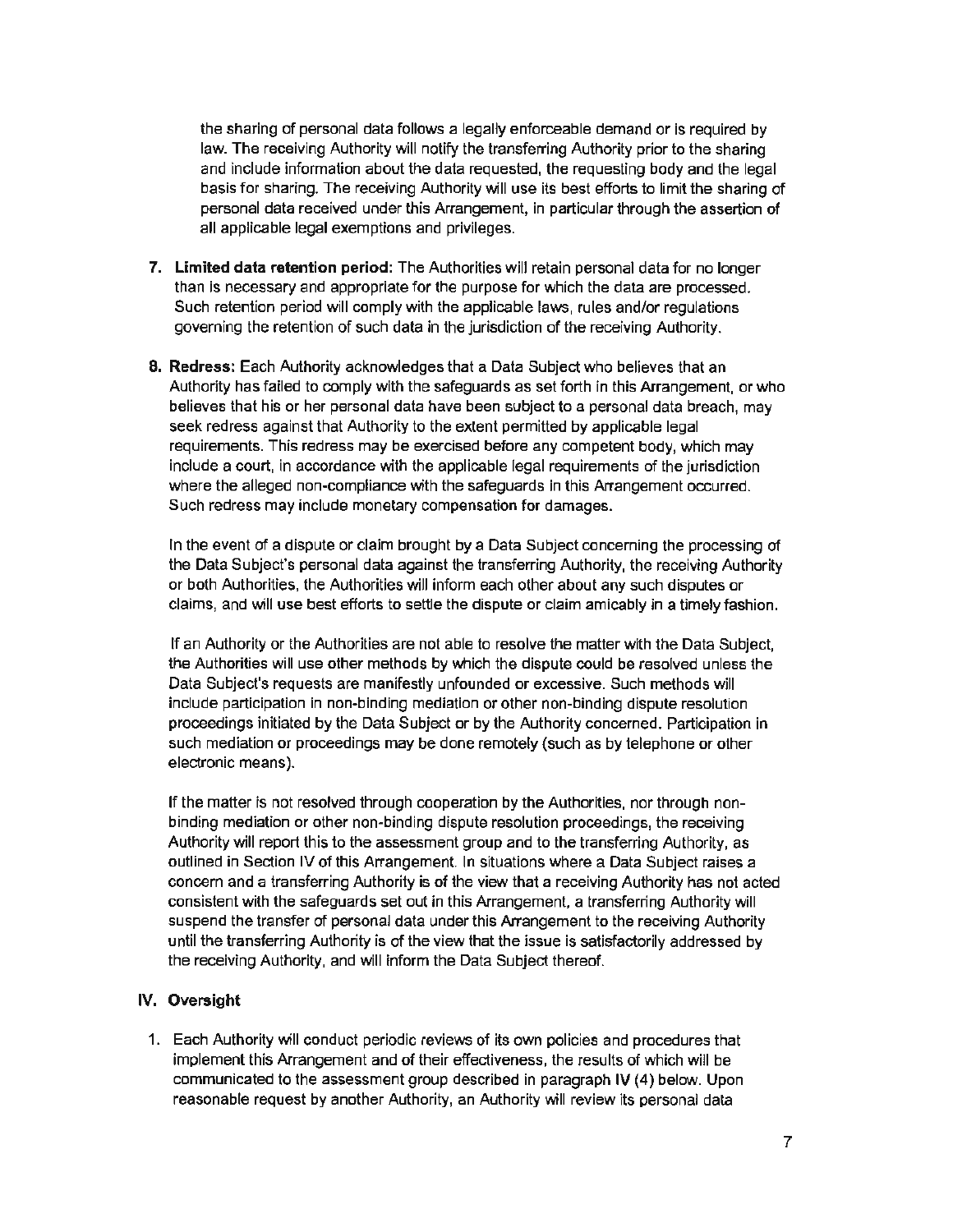the sharing of personal data follows a legally enforceable demand or is required by law. The receiving Authority will notify the transferring Authority prior to the sharing and include information about the data requested, the requesting body and the legal basis for sharing. The receiving Authority will use its best efforts to limit the sharing of personal data received under this Arrangement, in particular through the assertion of all applicable legal exemptions and privileges.

7. **Limited data retention period:** The Authorities will retain personal data for no longer than is necessary and appropriate for the purpose for which the data are processed. Such retention period will comply with the applicable laws, rules and/or regulations governing the retention of such data in the jurisdiction of the receiving Authority.

8. **Redress:** Each Authority acknowledges that a Data Subject who believes that an Authority has failed to comply with the safeguards as set forth in this Arrangement, or who believes that his or her personal data have been subject to a personal data breach, may seek redress against that Authority to the extent permitted by applicable legal requirements. This redress may be exercised before any competent body, which may include a court, in accordance with the applicable legal requirements of the jurisdiction where the alleged non-compliance with the safeguards in this Arrangement occurred. Such redress may include monetary compensation for damages.

   In the event of a dispute or claim brought by a Data Subject concerning the processing of the Data Subject's personal data against the transferring Authority, the receiving Authority or both Authorities, the Authorities will inform each other about any such disputes or claims, and will use best efforts to settle the dispute or claim amicably in a timely fashion.

   If an Authority or the Authorities are not able to resolve the matter with the Data Subject, the Authorities will use other methods by which the dispute could be resolved unless the Data Subject's requests are manifestly unfounded or excessive. Such methods will include participation in non-binding mediation or other non-binding dispute resolution proceedings initiated by the Data Subject or by the Authority concerned. Participation in such mediation or proceedings may be done remotely (such as by telephone or other electronic means).

   If the matter is not resolved through cooperation by the Authorities, nor through non-binding mediation or other non-binding dispute resolution proceedings, the receiving Authority will report this to the assessment group and to the transferring Authority, as outlined in Section IV of this Arrangement. In situations where a Data Subject raises a concern and a transferring Authority is of the view that a receiving Authority has not acted consistent with the safeguards set out in this Arrangement, a transferring Authority will suspend the transfer of personal data under this Arrangement to the receiving Authority until the transferring Authority is of the view that the issue is satisfactorily addressed by the receiving Authority, and will inform the Data Subject thereof.

## IV. Oversight

1. Each Authority will conduct periodic reviews of its own policies and procedures that implement this Arrangement and of their effectiveness, the results of which will be communicated to the assessment group described in paragraph IV (4) below. Upon reasonable request by another Authority, an Authority will review its personal data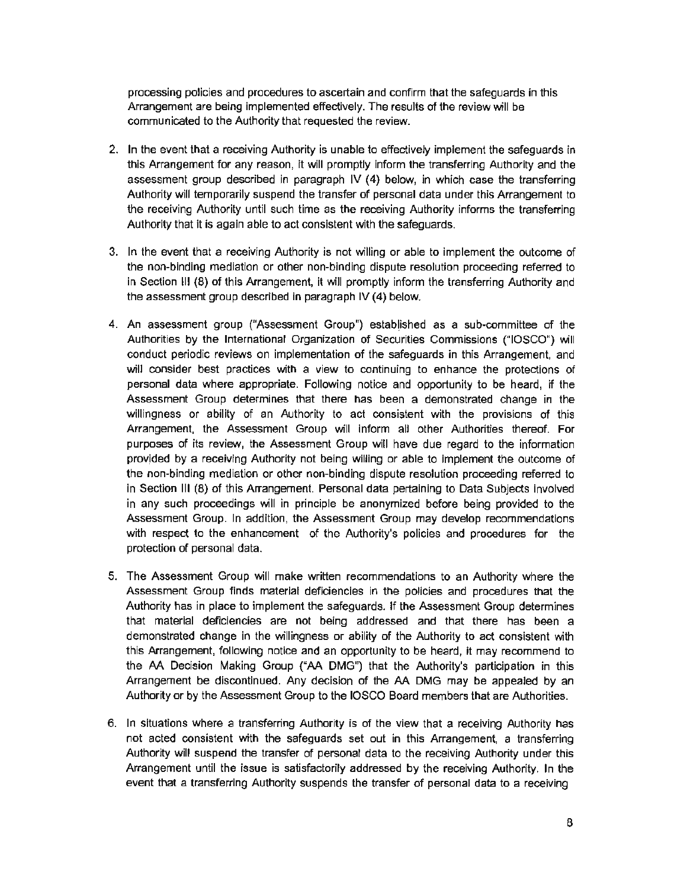processing policies and procedures to ascertain and confirm that the safeguards in this Arrangement are being implemented effectively. The results of the review will be communicated to the Authority that requested the review.

2. In the event that a receiving Authority is unable to effectively implement the safeguards in this Arrangement for any reason, it will promptly inform the transferring Authority and the assessment group described in paragraph IV (4) below, in which case the transferring Authority will temporarily suspend the transfer of personal data under this Arrangement to the receiving Authority until such time as the receiving Authority informs the transferring Authority that it is again able to act consistent with the safeguards.

3. In the event that a receiving Authority is not willing or able to implement the outcome of the non-binding mediation or other non-binding dispute resolution proceeding referred to in Section III (8) of this Arrangement, it will promptly inform the transferring Authority and the assessment group described in paragraph IV (4) below.

4. An assessment group ("Assessment Group") established as a sub-committee of the Authorities by the International Organization of Securities Commissions ("IOSCO") will conduct periodic reviews on implementation of the safeguards in this Arrangement, and will consider best practices with a view to continuing to enhance the protections of personal data where appropriate. Following notice and opportunity to be heard, if the Assessment Group determines that there has been a demonstrated change in the willingness or ability of an Authority to act consistent with the provisions of this Arrangement, the Assessment Group will inform all other Authorities thereof. For purposes of its review, the Assessment Group will have due regard to the information provided by a receiving Authority not being willing or able to implement the outcome of the non-binding mediation or other non-binding dispute resolution proceeding referred to in Section III (8) of this Arrangement. Personal data pertaining to Data Subjects involved in any such proceedings will in principle be anonymized before being provided to the Assessment Group. In addition, the Assessment Group may develop recommendations with respect to the enhancement of the Authority's policies and procedures for the protection of personal data.

5. The Assessment Group will make written recommendations to an Authority where the Assessment Group finds material deficiencies in the policies and procedures that the Authority has in place to implement the safeguards. If the Assessment Group determines that material deficiencies are not being addressed and that there has been a demonstrated change in the willingness or ability of the Authority to act consistent with this Arrangement, following notice and an opportunity to be heard, it may recommend to the AA Decision Making Group ("AA DMG") that the Authority's participation in this Arrangement be discontinued. Any decision of the AA DMG may be appealed by an Authority or by the Assessment Group to the IOSCO Board members that are Authorities.

6. In situations where a transferring Authority is of the view that a receiving Authority has not acted consistent with the safeguards set out in this Arrangement, a transferring Authority will suspend the transfer of personal data to the receiving Authority under this Arrangement until the issue is satisfactorily addressed by the receiving Authority. In the event that a transferring Authority suspends the transfer of personal data to a receiving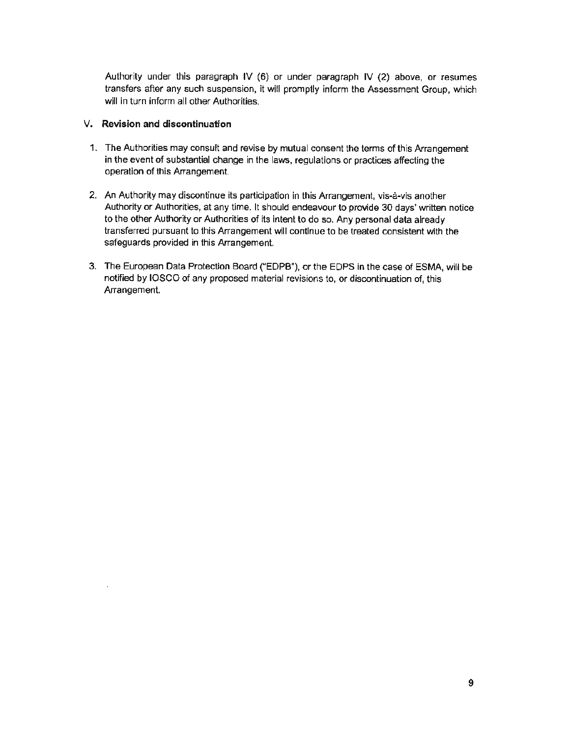Authority under this paragraph IV (6) or under paragraph IV (2) above, or resumes transfers after any such suspension, it will promptly inform the Assessment Group, which will in turn inform all other Authorities.

## V. Revision and discontinuation

1. The Authorities may consult and revise by mutual consent the terms of this Arrangement in the event of substantial change in the laws, regulations or practices affecting the operation of this Arrangement.

2. An Authority may discontinue its participation in this Arrangement, vis-à-vis another Authority or Authorities, at any time. It should endeavour to provide 30 days' written notice to the other Authority or Authorities of its intent to do so. Any personal data already transferred pursuant to this Arrangement will continue to be treated consistent with the safeguards provided in this Arrangement.

3. The European Data Protection Board ("EDPB"), or the EDPS in the case of ESMA, will be notified by IOSCO of any proposed material revisions to, or discontinuation of, this Arrangement.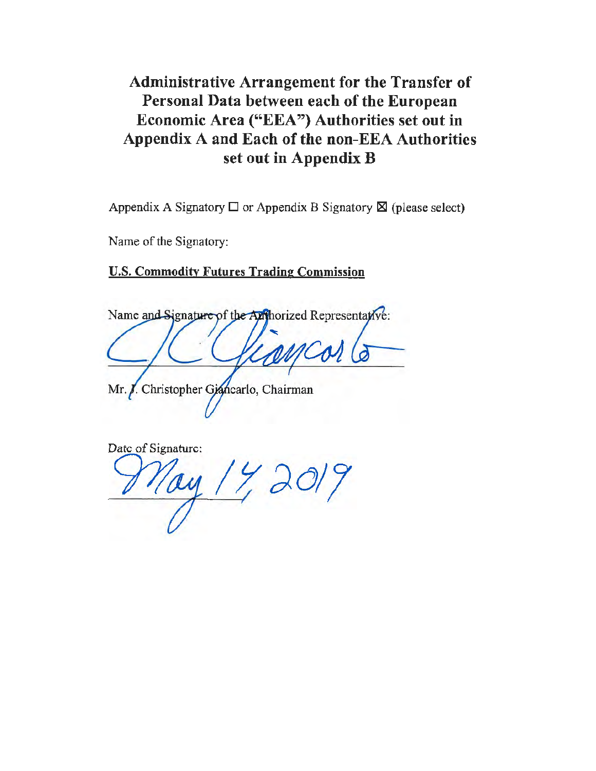# Administrative Arrangement for the Transfer of Personal Data between each of the European Economic Area ("EEA") Authorities set out in Appendix A and Each of the non-EEA Authorities set out in Appendix B

Appendix A Signatory ☐ or Appendix B Signatory ☒ (please select)

Name of the Signatory:

**U.S. Commodity Futures Trading Commission**

Name and Signature of the Authorized Representative:

Mr. J. Christopher Giancarlo, Chairman

Date of Signature:

May 14, 2019